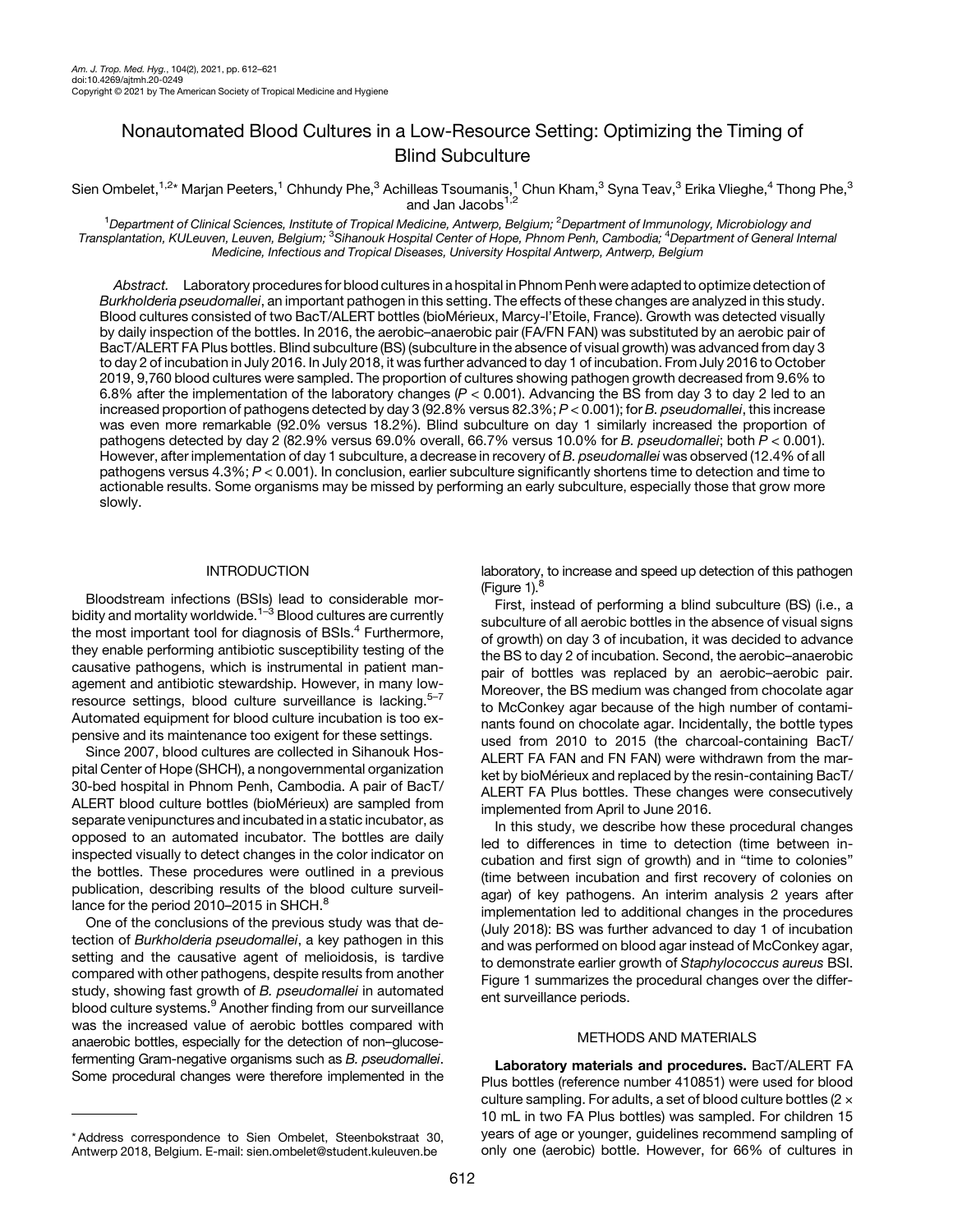# Nonautomated Blood Cultures in a Low-Resource Setting: Optimizing the Timing of Blind Subculture

Sien Ombelet,[1,2]* Marjan Peeters,[1] Chhundy Phe,[3] Achilleas Tsoumanis,[1] Chun Kham,[3] Syna Teav,[3] Erika Vlieghe,[4] Thong Phe,[3] and Jan Jacobs[1,2]

[1]*Department of Clinical Sciences, Institute of Tropical Medicine, Antwerp, Belgium;* [2]*Department of Immunology, Microbiology and Transplantation, KULeuven, Leuven, Belgium;* [3]*Sihanouk Hospital Center of Hope, Phnom Penh, Cambodia;* [4]*Department of General Internal Medicine, Infectious and Tropical Diseases, University Hospital Antwerp, Antwerp, Belgium*

*Abstract.* Laboratory procedures for blood cultures in a hospital in Phnom Penh were adapted to optimize detection of *Burkholderia pseudomallei*, an important pathogen in this setting. The effects of these changes are analyzed in this study. Blood cultures consisted of two BacT/ALERT bottles (bioMérieux, Marcy-l'Etoile, France). Growth was detected visually by daily inspection of the bottles. In 2016, the aerobic–anaerobic pair (FA/FN FAN) was substituted by an aerobic pair of BacT/ALERT FA Plus bottles. Blind subculture (BS) (subculture in the absence of visual growth) was advanced from day 3 to day 2 of incubation in July 2016. In July 2018, it was further advanced to day 1 of incubation. From July 2016 to October 2019, 9,760 blood cultures were sampled. The proportion of cultures showing pathogen growth decreased from 9.6% to 6.8% after the implementation of the laboratory changes ($P < 0.001$). Advancing the BS from day 3 to day 2 led to an increased proportion of pathogens detected by day 3 (92.8% versus 82.3%; $P < 0.001$); for *B. pseudomallei*, this increase was even more remarkable (92.0% versus 18.2%). Blind subculture on day 1 similarly increased the proportion of pathogens detected by day 2 (82.9% versus 69.0% overall, 66.7% versus 10.0% for *B. pseudomallei*; both $P < 0.001$). However, after implementation of day 1 subculture, a decrease in recovery of *B. pseudomallei* was observed (12.4% of all pathogens versus 4.3%; $P < 0.001$). In conclusion, earlier subculture significantly shortens time to detection and time to actionable results. Some organisms may be missed by performing an early subculture, especially those that grow more slowly.

## INTRODUCTION

Bloodstream infections (BSIs) lead to considerable morbidity and mortality worldwide.[1–3] Blood cultures are currently the most important tool for diagnosis of BSIs.[4] Furthermore, they enable performing antibiotic susceptibility testing of the causative pathogens, which is instrumental in patient management and antibiotic stewardship. However, in many low-resource settings, blood culture surveillance is lacking.[5–7] Automated equipment for blood culture incubation is too expensive and its maintenance too exigent for these settings.

Since 2007, blood cultures are collected in Sihanouk Hospital Center of Hope (SHCH), a nongovernmental organization 30-bed hospital in Phnom Penh, Cambodia. A pair of BacT/ALERT blood culture bottles (bioMérieux) are sampled from separate venipunctures and incubated in a static incubator, as opposed to an automated incubator. The bottles are daily inspected visually to detect changes in the color indicator on the bottles. These procedures were outlined in a previous publication, describing results of the blood culture surveillance for the period 2010–2015 in SHCH.[8]

One of the conclusions of the previous study was that detection of *Burkholderia pseudomallei*, a key pathogen in this setting and the causative agent of melioidosis, is tardive compared with other pathogens, despite results from another study, showing fast growth of *B. pseudomallei* in automated blood culture systems.[9] Another finding from our surveillance was the increased value of aerobic bottles compared with anaerobic bottles, especially for the detection of non–glucose-fermenting Gram-negative organisms such as *B. pseudomallei*. Some procedural changes were therefore implemented in the laboratory, to increase and speed up detection of this pathogen (Figure 1).[8]

First, instead of performing a blind subculture (BS) (i.e., a subculture of all aerobic bottles in the absence of visual signs of growth) on day 3 of incubation, it was decided to advance the BS to day 2 of incubation. Second, the aerobic–anaerobic pair of bottles was replaced by an aerobic–aerobic pair. Moreover, the BS medium was changed from chocolate agar to McConkey agar because of the high number of contaminants found on chocolate agar. Incidentally, the bottle types used from 2010 to 2015 (the charcoal-containing BacT/ALERT FA FAN and FN FAN) were withdrawn from the market by bioMérieux and replaced by the resin-containing BacT/ALERT FA Plus bottles. These changes were consecutively implemented from April to June 2016.

In this study, we describe how these procedural changes led to differences in time to detection (time between incubation and first sign of growth) and in "time to colonies" (time between incubation and first recovery of colonies on agar) of key pathogens. An interim analysis 2 years after implementation led to additional changes in the procedures (July 2018): BS was further advanced to day 1 of incubation and was performed on blood agar instead of McConkey agar, to demonstrate earlier growth of *Staphylococcus aureus* BSI. Figure 1 summarizes the procedural changes over the different surveillance periods.

## METHODS AND MATERIALS

**Laboratory materials and procedures.** BacT/ALERT FA Plus bottles (reference number 410851) were used for blood culture sampling. For adults, a set of blood culture bottles (2 × 10 mL in two FA Plus bottles) was sampled. For children 15 years of age or younger, guidelines recommend sampling of only one (aerobic) bottle. However, for 66% of cultures in

---

*Address correspondence to Sien Ombelet, Steenbokstraat 30, Antwerp 2018, Belgium. E-mail: sien.ombelet@student.kuleuven.be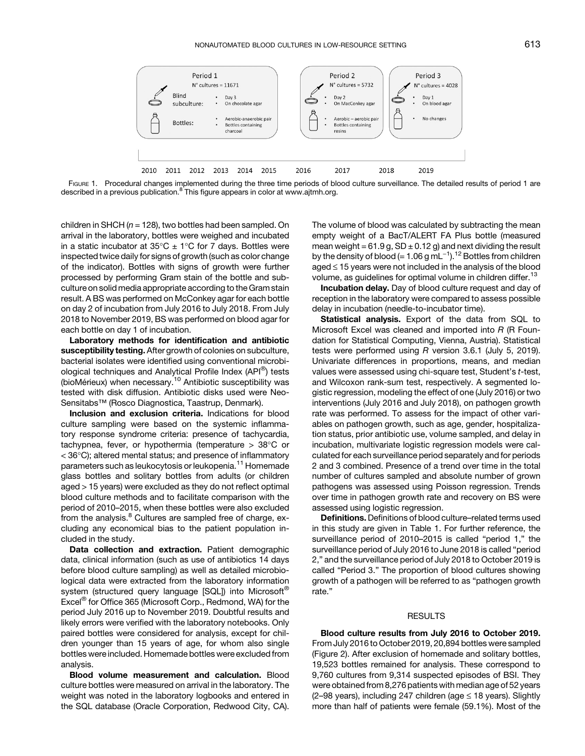| | Period 1 | | Period 2 | Period 3 |
|---|---|---|---|---|
| | N° cultures = 11671 | | N° cultures = 5732 | N° cultures = 4028 |
| Blind subculture: | • Day 3<br>• On chocolate agar | | • Day 2<br>• On MacConkey agar | • Day 1<br>• On blood agar |
| Bottles: | • Aerobic-anaerobic pair<br>• Bottles containing charcoal | | • Aerobic – aerobic pair<br>• Bottles containing resins | • No changes |

2010 2011 2012 2013 2014 2015 2016 2017 2018 2019

FIGURE 1. Procedural changes implemented during the three time periods of blood culture surveillance. The detailed results of period 1 are described in a previous publication.[8] This figure appears in color at www.ajtmh.org.

children in SHCH ($n$ = 128), two bottles had been sampled. On arrival in the laboratory, bottles were weighed and incubated in a static incubator at 35°C ± 1°C for 7 days. Bottles were inspected twice daily for signs of growth (such as color change of the indicator). Bottles with signs of growth were further processed by performing Gram stain of the bottle and subculture on solid media appropriate according to the Gram stain result. A BS was performed on McConkey agar for each bottle on day 2 of incubation from July 2016 to July 2018. From July 2018 to November 2019, BS was performed on blood agar for each bottle on day 1 of incubation.

**Laboratory methods for identification and antibiotic susceptibility testing.** After growth of colonies on subculture, bacterial isolates were identified using conventional microbiological techniques and Analytical Profile Index (API®) tests (bioMérieux) when necessary.[10] Antibiotic susceptibility was tested with disk diffusion. Antibiotic disks used were Neo-Sensitabs™ (Rosco Diagnostica, Taastrup, Denmark).

**Inclusion and exclusion criteria.** Indications for blood culture sampling were based on the systemic inflammatory response syndrome criteria: presence of tachycardia, tachypnea, fever, or hypothermia (temperature > 38°C or < 36°C); altered mental status; and presence of inflammatory parameters such as leukocytosis or leukopenia.[11] Homemade glass bottles and solitary bottles from adults (or children aged > 15 years) were excluded as they do not reflect optimal blood culture methods and to facilitate comparison with the period of 2010–2015, when these bottles were also excluded from the analysis.[8] Cultures are sampled free of charge, excluding any economical bias to the patient population included in the study.

**Data collection and extraction.** Patient demographic data, clinical information (such as use of antibiotics 14 days before blood culture sampling) as well as detailed microbiological data were extracted from the laboratory information system (structured query language [SQL]) into Microsoft® Excel® for Office 365 (Microsoft Corp., Redmond, WA) for the period July 2016 up to November 2019. Doubtful results and likely errors were verified with the laboratory notebooks. Only paired bottles were considered for analysis, except for children younger than 15 years of age, for whom also single bottles were included. Homemade bottles were excluded from analysis.

**Blood volume measurement and calculation.** Blood culture bottles were measured on arrival in the laboratory. The weight was noted in the laboratory logbooks and entered in the SQL database (Oracle Corporation, Redwood City, CA). The volume of blood was calculated by subtracting the mean empty weight of a BacT/ALERT FA Plus bottle (measured mean weight = 61.9 g, SD ± 0.12 g) and next dividing the result by the density of blood (= 1.06 g $mL^{-1}$).[12] Bottles from children aged ≤ 15 years were not included in the analysis of the blood volume, as guidelines for optimal volume in children differ.[13]

**Incubation delay.** Day of blood culture request and day of reception in the laboratory were compared to assess possible delay in incubation (needle-to-incubator time).

**Statistical analysis.** Export of the data from SQL to Microsoft Excel was cleaned and imported into *R* (R Foundation for Statistical Computing, Vienna, Austria). Statistical tests were performed using *R* version 3.6.1 (July 5, 2019). Univariate differences in proportions, means, and median values were assessed using chi-square test, Student's *t*-test, and Wilcoxon rank-sum test, respectively. A segmented logistic regression, modeling the effect of one (July 2016) or two interventions (July 2016 and July 2018), on pathogen growth rate was performed. To assess for the impact of other variables on pathogen growth, such as age, gender, hospitalization status, prior antibiotic use, volume sampled, and delay in incubation, multivariate logistic regression models were calculated for each surveillance period separately and for periods 2 and 3 combined. Presence of a trend over time in the total number of cultures sampled and absolute number of grown pathogens was assessed using Poisson regression. Trends over time in pathogen growth rate and recovery on BS were assessed using logistic regression.

**Definitions.** Definitions of blood culture–related terms used in this study are given in Table 1. For further reference, the surveillance period of 2010–2015 is called "period 1," the surveillance period of July 2016 to June 2018 is called "period 2," and the surveillance period of July 2018 to October 2019 is called "Period 3." The proportion of blood cultures showing growth of a pathogen will be referred to as "pathogen growth rate."

## RESULTS

**Blood culture results from July 2016 to October 2019.** From July 2016 to October 2019, 20,894 bottles were sampled (Figure 2). After exclusion of homemade and solitary bottles, 19,523 bottles remained for analysis. These correspond to 9,760 cultures from 9,314 suspected episodes of BSI. They were obtained from 8,276 patients with median age of 52 years (2–98 years), including 247 children (age ≤ 18 years). Slightly more than half of patients were female (59.1%). Most of the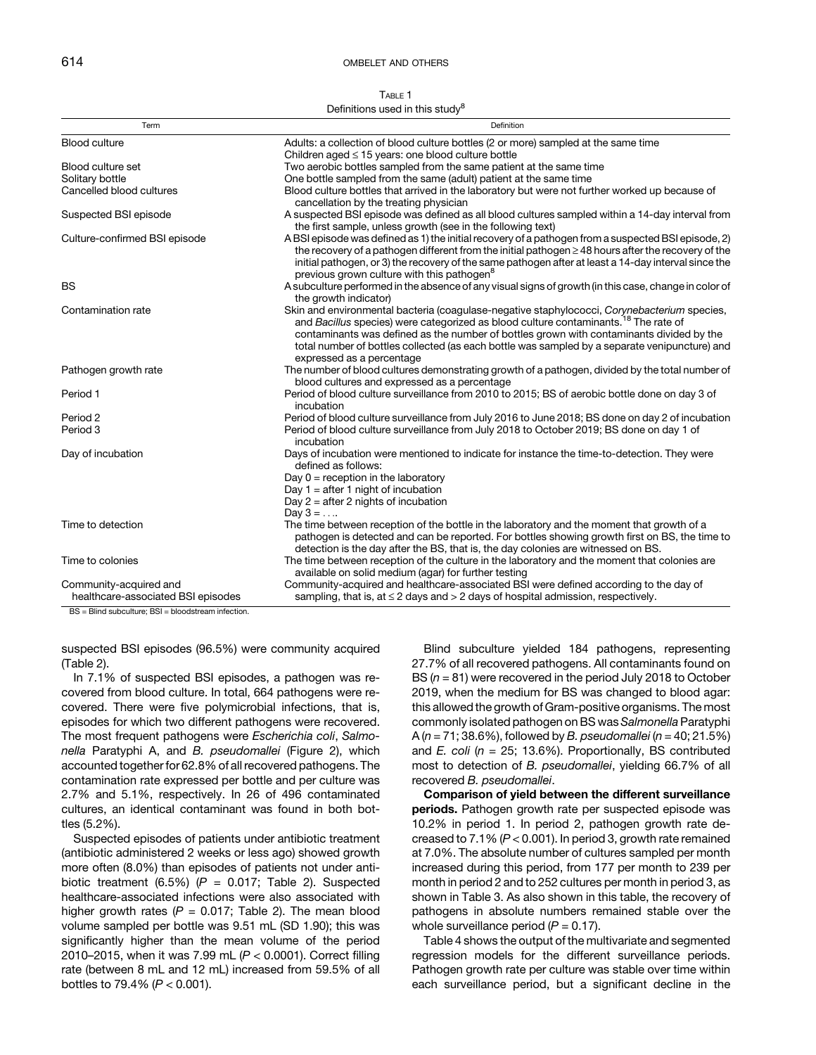Table 1
Definitions used in this study[8]

| Term | Definition |
|---|---|
| Blood culture | Adults: a collection of blood culture bottles (2 or more) sampled at the same time<br>Children aged ≤ 15 years: one blood culture bottle |
| Blood culture set | Two aerobic bottles sampled from the same patient at the same time |
| Solitary bottle | One bottle sampled from the same (adult) patient at the same time |
| Cancelled blood cultures | Blood culture bottles that arrived in the laboratory but were not further worked up because of cancellation by the treating physician |
| Suspected BSI episode | A suspected BSI episode was defined as all blood cultures sampled within a 14-day interval from the first sample, unless growth (see in the following text) |
| Culture-confirmed BSI episode | A BSI episode was defined as 1) the initial recovery of a pathogen from a suspected BSI episode, 2) the recovery of a pathogen different from the initial pathogen ≥ 48 hours after the recovery of the initial pathogen, or 3) the recovery of the same pathogen after at least a 14-day interval since the previous grown culture with this pathogen[8] |
| BS | A subculture performed in the absence of any visual signs of growth (in this case, change in color of the growth indicator) |
| Contamination rate | Skin and environmental bacteria (coagulase-negative staphylococci, *Corynebacterium* species, and *Bacillus* species) were categorized as blood culture contaminants.[18] The rate of contaminants was defined as the number of bottles grown with contaminants divided by the total number of bottles collected (as each bottle was sampled by a separate venipuncture) and expressed as a percentage |
| Pathogen growth rate | The number of blood cultures demonstrating growth of a pathogen, divided by the total number of blood cultures and expressed as a percentage |
| Period 1 | Period of blood culture surveillance from 2010 to 2015; BS of aerobic bottle done on day 3 of incubation |
| Period 2 | Period of blood culture surveillance from July 2016 to June 2018; BS done on day 2 of incubation |
| Period 3 | Period of blood culture surveillance from July 2018 to October 2019; BS done on day 1 of incubation |
| Day of incubation | Days of incubation were mentioned to indicate for instance the time-to-detection. They were defined as follows:<br>Day 0 = reception in the laboratory<br>Day 1 = after 1 night of incubation<br>Day 2 = after 2 nights of incubation<br>Day 3 = . . .. |
| Time to detection | The time between reception of the bottle in the laboratory and the moment that growth of a pathogen is detected and can be reported. For bottles showing growth first on BS, the time to detection is the day after the BS, that is, the day colonies are witnessed on BS. |
| Time to colonies | The time between reception of the culture in the laboratory and the moment that colonies are available on solid medium (agar) for further testing |
| Community-acquired and healthcare-associated BSI episodes | Community-acquired and healthcare-associated BSI were defined according to the day of sampling, that is, at ≤ 2 days and > 2 days of hospital admission, respectively. |

BS = Blind subculture; BSI = bloodstream infection.

suspected BSI episodes (96.5%) were community acquired (Table 2).

In 7.1% of suspected BSI episodes, a pathogen was recovered from blood culture. In total, 664 pathogens were recovered. There were five polymicrobial infections, that is, episodes for which two different pathogens were recovered. The most frequent pathogens were *Escherichia coli*, *Salmonella* Paratyphi A, and *B. pseudomallei* (Figure 2), which accounted together for 62.8% of all recovered pathogens. The contamination rate expressed per bottle and per culture was 2.7% and 5.1%, respectively. In 26 of 496 contaminated cultures, an identical contaminant was found in both bottles (5.2%).

Suspected episodes of patients under antibiotic treatment (antibiotic administered 2 weeks or less ago) showed growth more often (8.0%) than episodes of patients not under antibiotic treatment (6.5%) ($P$ = 0.017; Table 2). Suspected healthcare-associated infections were also associated with higher growth rates ($P$ = 0.017; Table 2). The mean blood volume sampled per bottle was 9.51 mL (SD 1.90); this was significantly higher than the mean volume of the period 2010–2015, when it was 7.99 mL ($P$ < 0.0001). Correct filling rate (between 8 mL and 12 mL) increased from 59.5% of all bottles to 79.4% ($P$ < 0.001).

Blind subculture yielded 184 pathogens, representing 27.7% of all recovered pathogens. All contaminants found on BS ($n$ = 81) were recovered in the period July 2018 to October 2019, when the medium for BS was changed to blood agar: this allowed the growth of Gram-positive organisms. The most commonly isolated pathogen on BS was *Salmonella* Paratyphi A ($n$ = 71; 38.6%), followed by *B. pseudomallei* ($n$ = 40; 21.5%) and *E. coli* ($n$ = 25; 13.6%). Proportionally, BS contributed most to detection of *B. pseudomallei*, yielding 66.7% of all recovered *B. pseudomallei*.

**Comparison of yield between the different surveillance periods.** Pathogen growth rate per suspected episode was 10.2% in period 1. In period 2, pathogen growth rate decreased to 7.1% ($P$ < 0.001). In period 3, growth rate remained at 7.0%. The absolute number of cultures sampled per month increased during this period, from 177 per month to 239 per month in period 2 and to 252 cultures per month in period 3, as shown in Table 3. As also shown in this table, the recovery of pathogens in absolute numbers remained stable over the whole surveillance period ($P$ = 0.17).

Table 4 shows the output of the multivariate and segmented regression models for the different surveillance periods. Pathogen growth rate per culture was stable over time within each surveillance period, but a significant decline in the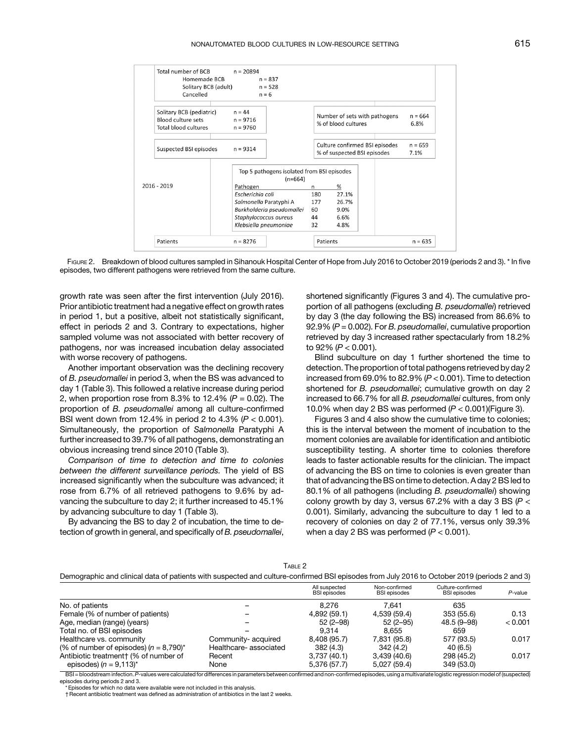| Total number of BCB | n = 20894 | | |
|---|---|---|---|
| Homemade BCB | n = 837 | | |
| Solitary BCB (adult) | n = 528 | | |
| Cancelled | n = 6 | | |
| Solitary BCB (pediatric) | n = 44 | Number of sets with pathogens | n = 664 |
| Blood culture sets | n = 9716 | % of blood cultures | 6.8% |
| Total blood cultures | n = 9760 | | |
| Suspected BSI episodes | n = 9314 | Culture confirmed BSI episodes | n = 659 |
| | | % of suspected BSI episodes | 7.1% |
| Patients | n = 8276 | Patients | n = 635 |

2016 - 2019

Top 5 pathogens isolated from BSI episodes (n=664)

| Pathogen | n | % |
|---|---|---|
| *Escherichia coli* | 180 | 27.1% |
| *Salmonella* Paratyphi A | 177 | 26.7% |
| *Burkholderia pseudomallei* | 60 | 9.0% |
| *Staphylococcus aureus* | 44 | 6.6% |
| *Klebsiella pneumoniae* | 32 | 4.8% |

FIGURE 2. Breakdown of blood cultures sampled in Sihanouk Hospital Center of Hope from July 2016 to October 2019 (periods 2 and 3). * In five episodes, two different pathogens were retrieved from the same culture.

growth rate was seen after the first intervention (July 2016). Prior antibiotic treatment had a negative effect on growth rates in period 1, but a positive, albeit not statistically significant, effect in periods 2 and 3. Contrary to expectations, higher sampled volume was not associated with better recovery of pathogens, nor was increased incubation delay associated with worse recovery of pathogens.

Another important observation was the declining recovery of *B. pseudomallei* in period 3, when the BS was advanced to day 1 (Table 3). This followed a relative increase during period 2, when proportion rose from 8.3% to 12.4% ($P = 0.02$). The proportion of *B. pseudomallei* among all culture-confirmed BSI went down from 12.4% in period 2 to 4.3% ($P < 0.001$). Simultaneously, the proportion of *Salmonella* Paratyphi A further increased to 39.7% of all pathogens, demonstrating an obvious increasing trend since 2010 (Table 3).

*Comparison of time to detection and time to colonies between the different surveillance periods.* The yield of BS increased significantly when the subculture was advanced; it rose from 6.7% of all retrieved pathogens to 9.6% by advancing the subculture to day 2; it further increased to 45.1% by advancing subculture to day 1 (Table 3).

By advancing the BS to day 2 of incubation, the time to detection of growth in general, and specifically of *B. pseudomallei*, shortened significantly (Figures 3 and 4). The cumulative proportion of all pathogens (excluding *B. pseudomallei*) retrieved by day 3 (the day following the BS) increased from 86.6% to 92.9% ($P = 0.002$). For *B. pseudomallei*, cumulative proportion retrieved by day 3 increased rather spectacularly from 18.2% to 92% ($P < 0.001$).

Blind subculture on day 1 further shortened the time to detection. The proportion of total pathogens retrieved by day 2 increased from 69.0% to 82.9% ($P < 0.001$). Time to detection shortened for *B. pseudomallei*; cumulative growth on day 2 increased to 66.7% for all *B. pseudomallei* cultures, from only 10.0% when day 2 BS was performed ($P < 0.001$)(Figure 3).

Figures 3 and 4 also show the cumulative time to colonies; this is the interval between the moment of incubation to the moment colonies are available for identification and antibiotic susceptibility testing. A shorter time to colonies therefore leads to faster actionable results for the clinician. The impact of advancing the BS on time to colonies is even greater than that of advancing the BS on time to detection. A day 2 BS led to 80.1% of all pathogens (including *B. pseudomallei*) showing colony growth by day 3, versus 67.2% with a day 3 BS ($P < 0.001$). Similarly, advancing the subculture to day 1 led to a recovery of colonies on day 2 of 77.1%, versus only 39.3% when a day 2 BS was performed ($P < 0.001$).

TABLE 2

Demographic and clinical data of patients with suspected and culture-confirmed BSI episodes from July 2016 to October 2019 (periods 2 and 3)

| | | All suspected BSI episodes | Non-confirmed BSI episodes | Culture-confirmed BSI episodes | *P*-value |
|---|---|---|---|---|---|
| No. of patients | – | 8,276 | 7,641 | 635 | |
| Female (% of number of patients) | – | 4,892 (59.1) | 4,539 (59.4) | 353 (55.6) | 0.13 |
| Age, median (range) (years) | – | 52 (2–98) | 52 (2–95) | 48.5 (9–98) | < 0.001 |
| Total no. of BSI episodes | – | 9,314 | 8,655 | 659 | |
| Healthcare vs. community | Community- acquired | 8,408 (95.7) | 7,831 (95.8) | 577 (93.5) | 0.017 |
| (% of number of episodes) ($n = 8,790$)* | Healthcare- associated | 382 (4.3) | 342 (4.2) | 40 (6.5) | |
| Antibiotic treatment† (% of number of | Recent | 3,737 (40.1) | 3,439 (40.6) | 298 (45.2) | 0.017 |
| episodes) ($n = 9,113$)* | None | 5,376 (57.7) | 5,027 (59.4) | 349 (53.0) | |

BSI = bloodstream infection. *P*-values were calculated for differences in parameters between confirmed and non-confirmed episodes, using a multivariate logistic regression model of (suspected) episodes during periods 2 and 3.

* Episodes for which no data were available were not included in this analysis.

† Recent antibiotic treatment was defined as administration of antibiotics in the last 2 weeks.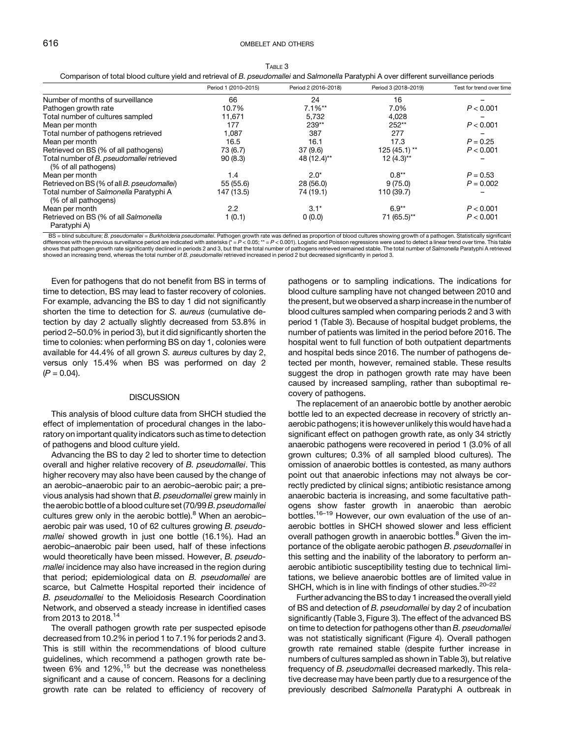Table 3

Comparison of total blood culture yield and retrieval of *B. pseudomallei* and *Salmonella* Paratyphi A over different surveillance periods

| | Period 1 (2010–2015) | Period 2 (2016–2018) | Period 3 (2018–2019) | Test for trend over time |
|---|---|---|---|---|
| Number of months of surveillance | 66 | 24 | 16 | – |
| Pathogen growth rate | 10.7% | 7.1%** | 7.0% | $P < 0.001$ |
| Total number of cultures sampled | 11,671 | 5,732 | 4,028 | – |
| Mean per month | 177 | 239** | 252** | $P < 0.001$ |
| Total number of pathogens retrieved | 1,087 | 387 | 277 | – |
| Mean per month | 16.5 | 16.1 | 17.3 | $P = 0.25$ |
| Retrieved on BS (% of all pathogens) | 73 (6.7) | 37 (9.6) | 125 (45.1) ** | $P < 0.001$ |
| Total number of *B. pseudomallei* retrieved (% of all pathogens) | 90 (8.3) | 48 (12.4)** | 12 (4.3)** | – |
| Mean per month | 1.4 | 2.0* | 0.8** | $P = 0.53$ |
| Retrieved on BS (% of all *B. pseudomallei*) | 55 (55.6) | 28 (56.0) | 9 (75.0) | $P = 0.002$ |
| Total number of *Salmonella* Paratyphi A (% of all pathogens) | 147 (13.5) | 74 (19.1) | 110 (39.7) | – |
| Mean per month | 2.2 | 3.1* | 6.9** | $P < 0.001$ |
| Retrieved on BS (% of all *Salmonella* Paratyphi A) | 1 (0.1) | 0 (0.0) | 71 (65.5)** | $P < 0.001$ |

BS = blind subculture; *B. pseudomallei* = *Burkholderia pseudomallei*. Pathogen growth rate was defined as proportion of blood cultures showing growth of a pathogen. Statistically significant differences with the previous surveillance period are indicated with asterisks (* = $P < 0.05$; ** = $P < 0.001$). Logistic and Poisson regressions were used to detect a linear trend over time. This table shows that pathogen growth rate significantly declined in periods 2 and 3, but that the total number of pathogens retrieved remained stable. The total number of *Salmonella* Paratyphi A retrieved showed an increasing trend, whereas the total number of *B. pseudomallei* retrieved increased in period 2 but decreased significantly in period 3.

Even for pathogens that do not benefit from BS in terms of time to detection, BS may lead to faster recovery of colonies. For example, advancing the BS to day 1 did not significantly shorten the time to detection for *S. aureus* (cumulative detection by day 2 actually slightly decreased from 53.8% in period 2–50.0% in period 3), but it did significantly shorten the time to colonies: when performing BS on day 1, colonies were available for 44.4% of all grown *S. aureus* cultures by day 2, versus only 15.4% when BS was performed on day 2 ($P = 0.04$).

## DISCUSSION

This analysis of blood culture data from SHCH studied the effect of implementation of procedural changes in the laboratory on important quality indicators such as time to detection of pathogens and blood culture yield.

Advancing the BS to day 2 led to shorter time to detection overall and higher relative recovery of *B. pseudomallei*. This higher recovery may also have been caused by the change of an aerobic–anaerobic pair to an aerobic–aerobic pair; a previous analysis had shown that *B. pseudomallei* grew mainly in the aerobic bottle of a blood culture set (70/99 *B. pseudomallei* cultures grew only in the aerobic bottle).[8] When an aerobic–aerobic pair was used, 10 of 62 cultures growing *B. pseudomallei* showed growth in just one bottle (16.1%). Had an aerobic–anaerobic pair been used, half of these infections would theoretically have been missed. However, *B. pseudomallei* incidence may also have increased in the region during that period; epidemiological data on *B. pseudomallei* are scarce, but Calmette Hospital reported their incidence of *B. pseudomallei* to the Melioidosis Research Coordination Network, and observed a steady increase in identified cases from 2013 to 2018.[14]

The overall pathogen growth rate per suspected episode decreased from 10.2% in period 1 to 7.1% for periods 2 and 3. This is still within the recommendations of blood culture guidelines, which recommend a pathogen growth rate between 6% and 12%,[15] but the decrease was nonetheless significant and a cause of concern. Reasons for a declining growth rate can be related to efficiency of recovery of pathogens or to sampling indications. The indications for blood culture sampling have not changed between 2010 and the present, but we observed a sharp increase in the number of blood cultures sampled when comparing periods 2 and 3 with period 1 (Table 3). Because of hospital budget problems, the number of patients was limited in the period before 2016. The hospital went to full function of both outpatient departments and hospital beds since 2016. The number of pathogens detected per month, however, remained stable. These results suggest the drop in pathogen growth rate may have been caused by increased sampling, rather than suboptimal recovery of pathogens.

The replacement of an anaerobic bottle by another aerobic bottle led to an expected decrease in recovery of strictly anaerobic pathogens; it is however unlikely this would have had a significant effect on pathogen growth rate, as only 34 strictly anaerobic pathogens were recovered in period 1 (3.0% of all grown cultures; 0.3% of all sampled blood cultures). The omission of anaerobic bottles is contested, as many authors point out that anaerobic infections may not always be correctly predicted by clinical signs; antibiotic resistance among anaerobic bacteria is increasing, and some facultative pathogens show faster growth in anaerobic than aerobic bottles.[16–19] However, our own evaluation of the use of anaerobic bottles in SHCH showed slower and less efficient overall pathogen growth in anaerobic bottles.[8] Given the importance of the obligate aerobic pathogen *B. pseudomallei* in this setting and the inability of the laboratory to perform anaerobic antibiotic susceptibility testing due to technical limitations, we believe anaerobic bottles are of limited value in SHCH, which is in line with findings of other studies.[20–22]

Further advancing the BS to day 1 increased the overall yield of BS and detection of *B. pseudomallei* by day 2 of incubation significantly (Table 3, Figure 3). The effect of the advanced BS on time to detection for pathogens other than *B. pseudomallei* was not statistically significant (Figure 4). Overall pathogen growth rate remained stable (despite further increase in numbers of cultures sampled as shown in Table 3), but relative frequency of *B. pseudomallei* decreased markedly. This relative decrease may have been partly due to a resurgence of the previously described *Salmonella* Paratyphi A outbreak in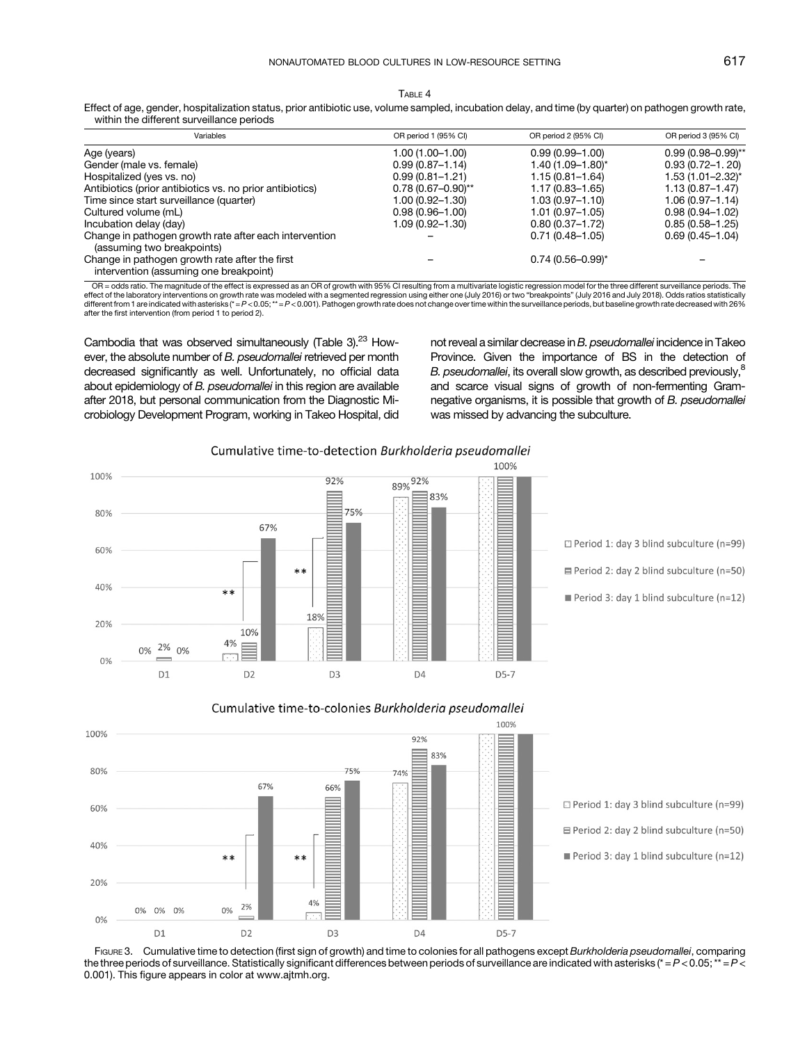Table 4

Effect of age, gender, hospitalization status, prior antibiotic use, volume sampled, incubation delay, and time (by quarter) on pathogen growth rate, within the different surveillance periods

| Variables | OR period 1 (95% CI) | OR period 2 (95% CI) | OR period 3 (95% CI) |
|---|---|---|---|
| Age (years) | 1.00 (1.00–1.00) | 0.99 (0.99–1.00) | 0.99 (0.98–0.99)** |
| Gender (male vs. female) | 0.99 (0.87–1.14) | 1.40 (1.09–1.80)* | 0.93 (0.72–1. 20) |
| Hospitalized (yes vs. no) | 0.99 (0.81–1.21) | 1.15 (0.81–1.64) | 1.53 (1.01–2.32)* |
| Antibiotics (prior antibiotics vs. no prior antibiotics) | 0.78 (0.67–0.90)** | 1.17 (0.83–1.65) | 1.13 (0.87–1.47) |
| Time since start surveillance (quarter) | 1.00 (0.92–1.30) | 1.03 (0.97–1.10) | 1.06 (0.97–1.14) |
| Cultured volume (mL) | 0.98 (0.96–1.00) | 1.01 (0.97–1.05) | 0.98 (0.94–1.02) |
| Incubation delay (day) | 1.09 (0.92–1.30) | 0.80 (0.37–1.72) | 0.85 (0.58–1.25) |
| Change in pathogen growth rate after each intervention (assuming two breakpoints) | – | 0.71 (0.48–1.05) | 0.69 (0.45–1.04) |
| Change in pathogen growth rate after the first intervention (assuming one breakpoint) | – | 0.74 (0.56–0.99)* | – |

OR = odds ratio. The magnitude of the effect is expressed as an OR of growth with 95% CI resulting from a multivariate logistic regression model for the three different surveillance periods. The effect of the laboratory interventions on growth rate was modeled with a segmented regression using either one (July 2016) or two "breakpoints" (July 2016 and July 2018). Odds ratios statistically different from 1 are indicated with asterisks (* = $P < 0.05$; ** = $P < 0.001$). Pathogen growth rate does not change over time within the surveillance periods, but baseline growth rate decreased with 26% after the first intervention (from period 1 to period 2).

Cambodia that was observed simultaneously (Table 3).[23] However, the absolute number of *B. pseudomallei* retrieved per month decreased significantly as well. Unfortunately, no official data about epidemiology of *B. pseudomallei* in this region are available after 2018, but personal communication from the Diagnostic Microbiology Development Program, working in Takeo Hospital, did not reveal a similar decrease in *B. pseudomallei* incidence in Takeo Province. Given the importance of BS in the detection of *B. pseudomallei*, its overall slow growth, as described previously,[8] and scarce visual signs of growth of non-fermenting Gram-negative organisms, it is possible that growth of *B. pseudomallei* was missed by advancing the subculture.

Figure 3. Cumulative time to detection (first sign of growth) and time to colonies for all pathogens except *Burkholderia pseudomallei*, comparing the three periods of surveillance. Statistically significant differences between periods of surveillance are indicated with asterisks (* = $P < 0.05$; ** = $P < 0.001$). This figure appears in color at www.ajtmh.org.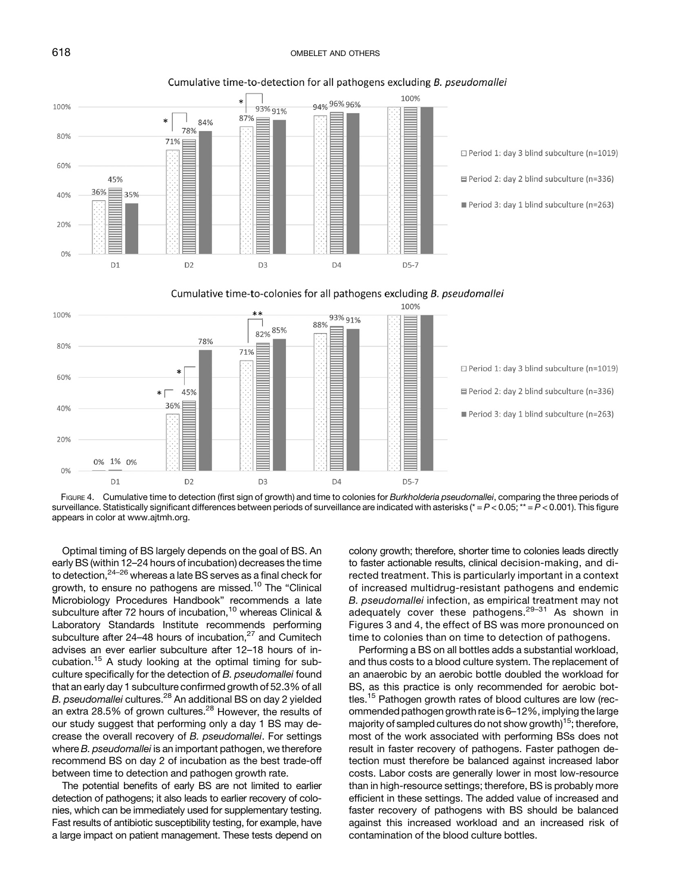Cumulative time-to-detection for all pathogens excluding *B. pseudomallei*

Cumulative time-to-colonies for all pathogens excluding *B. pseudomallei*

FIGURE 4. Cumulative time to detection (first sign of growth) and time to colonies for *Burkholderia pseudomallei*, comparing the three periods of surveillance. Statistically significant differences between periods of surveillance are indicated with asterisks (* = $P < 0.05$; ** = $P < 0.001$). This figure appears in color at www.ajtmh.org.

Optimal timing of BS largely depends on the goal of BS. An early BS (within 12–24 hours of incubation) decreases the time to detection,[24–26] whereas a late BS serves as a final check for growth, to ensure no pathogens are missed.[10] The "Clinical Microbiology Procedures Handbook" recommends a late subculture after 72 hours of incubation,[10] whereas Clinical & Laboratory Standards Institute recommends performing subculture after 24–48 hours of incubation,[27] and Cumitech advises an ever earlier subculture after 12–18 hours of incubation.[15] A study looking at the optimal timing for subculture specifically for the detection of *B. pseudomallei* found that an early day 1 subculture confirmed growth of 52.3% of all *B. pseudomallei* cultures.[28] An additional BS on day 2 yielded an extra 28.5% of grown cultures.[28] However, the results of our study suggest that performing only a day 1 BS may decrease the overall recovery of *B. pseudomallei*. For settings where *B. pseudomallei* is an important pathogen, we therefore recommend BS on day 2 of incubation as the best trade-off between time to detection and pathogen growth rate.

The potential benefits of early BS are not limited to earlier detection of pathogens; it also leads to earlier recovery of colonies, which can be immediately used for supplementary testing. Fast results of antibiotic susceptibility testing, for example, have a large impact on patient management. These tests depend on colony growth; therefore, shorter time to colonies leads directly to faster actionable results, clinical decision-making, and directed treatment. This is particularly important in a context of increased multidrug-resistant pathogens and endemic *B. pseudomallei* infection, as empirical treatment may not adequately cover these pathogens.[29–31] As shown in Figures 3 and 4, the effect of BS was more pronounced on time to colonies than on time to detection of pathogens.

Performing a BS on all bottles adds a substantial workload, and thus costs to a blood culture system. The replacement of an anaerobic by an aerobic bottle doubled the workload for BS, as this practice is only recommended for aerobic bottles.[15] Pathogen growth rates of blood cultures are low (recommended pathogen growth rate is 6–12%, implying the large majority of sampled cultures do not show growth)[15]; therefore, most of the work associated with performing BSs does not result in faster recovery of pathogens. Faster pathogen detection must therefore be balanced against increased labor costs. Labor costs are generally lower in most low-resource than in high-resource settings; therefore, BS is probably more efficient in these settings. The added value of increased and faster recovery of pathogens with BS should be balanced against this increased workload and an increased risk of contamination of the blood culture bottles.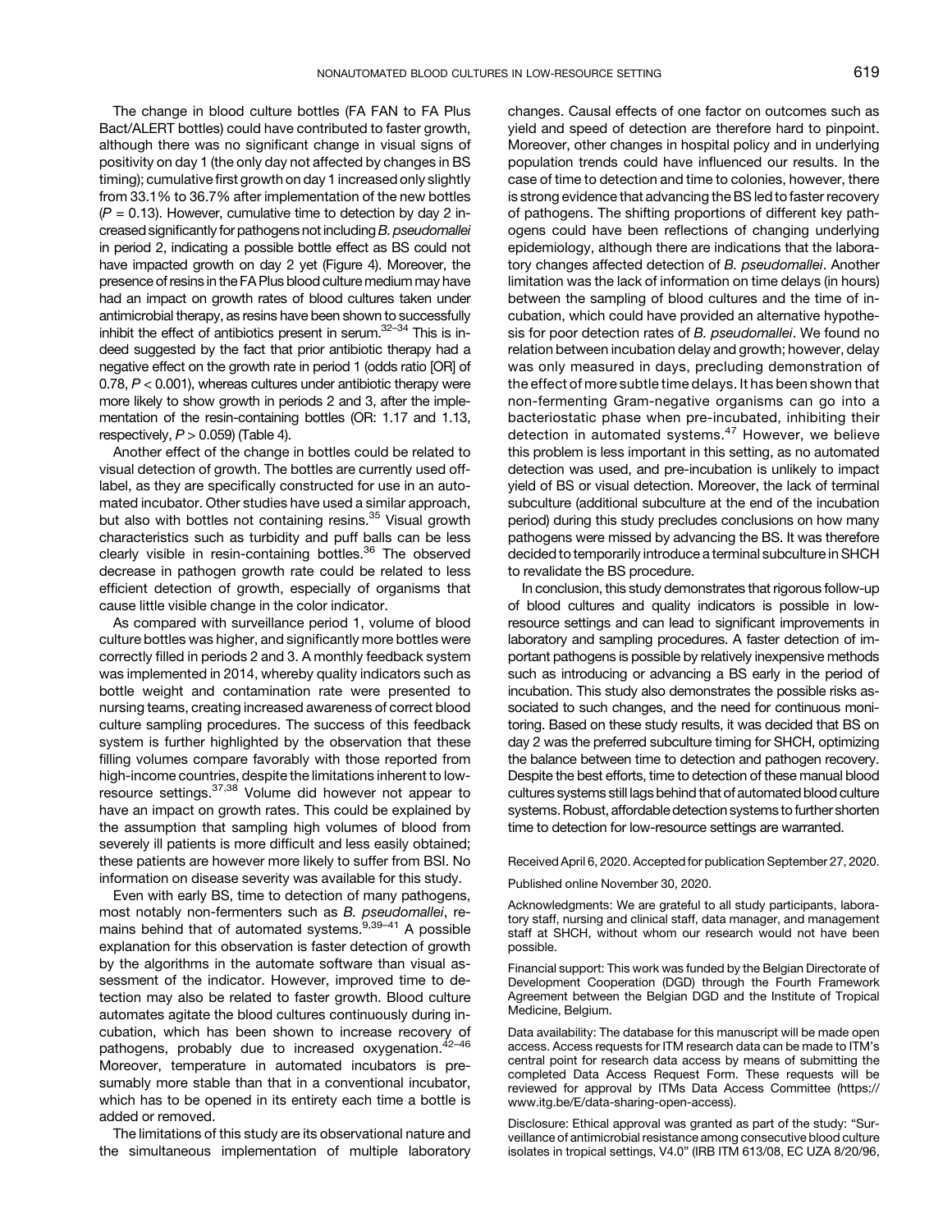The change in blood culture bottles (FA FAN to FA Plus Bact/ALERT bottles) could have contributed to faster growth, although there was no significant change in visual signs of positivity on day 1 (the only day not affected by changes in BS timing); cumulative first growth on day 1 increased only slightly from 33.1% to 36.7% after implementation of the new bottles ($P = 0.13$). However, cumulative time to detection by day 2 increased significantly for pathogens not including *B. pseudomallei* in period 2, indicating a possible bottle effect as BS could not have impacted growth on day 2 yet (Figure 4). Moreover, the presence of resins in the FA Plus blood culture medium may have had an impact on growth rates of blood cultures taken under antimicrobial therapy, as resins have been shown to successfully inhibit the effect of antibiotics present in serum.[32–34] This is indeed suggested by the fact that prior antibiotic therapy had a negative effect on the growth rate in period 1 (odds ratio [OR] of 0.78, $P < 0.001$), whereas cultures under antibiotic therapy were more likely to show growth in periods 2 and 3, after the implementation of the resin-containing bottles (OR: 1.17 and 1.13, respectively, $P > 0.059$) (Table 4).

Another effect of the change in bottles could be related to visual detection of growth. The bottles are currently used off-label, as they are specifically constructed for use in an automated incubator. Other studies have used a similar approach, but also with bottles not containing resins.[35] Visual growth characteristics such as turbidity and puff balls can be less clearly visible in resin-containing bottles.[36] The observed decrease in pathogen growth rate could be related to less efficient detection of growth, especially of organisms that cause little visible change in the color indicator.

As compared with surveillance period 1, volume of blood culture bottles was higher, and significantly more bottles were correctly filled in periods 2 and 3. A monthly feedback system was implemented in 2014, whereby quality indicators such as bottle weight and contamination rate were presented to nursing teams, creating increased awareness of correct blood culture sampling procedures. The success of this feedback system is further highlighted by the observation that these filling volumes compare favorably with those reported from high-income countries, despite the limitations inherent to low-resource settings.[37,38] Volume did however not appear to have an impact on growth rates. This could be explained by the assumption that sampling high volumes of blood from severely ill patients is more difficult and less easily obtained; these patients are however more likely to suffer from BSI. No information on disease severity was available for this study.

Even with early BS, time to detection of many pathogens, most notably non-fermenters such as *B. pseudomallei*, remains behind that of automated systems.[9,39–41] A possible explanation for this observation is faster detection of growth by the algorithms in the automate software than visual assessment of the indicator. However, improved time to detection may also be related to faster growth. Blood culture automates agitate the blood cultures continuously during incubation, which has been shown to increase recovery of pathogens, probably due to increased oxygenation.[42–46] Moreover, temperature in automated incubators is presumably more stable than that in a conventional incubator, which has to be opened in its entirety each time a bottle is added or removed.

The limitations of this study are its observational nature and the simultaneous implementation of multiple laboratory changes. Causal effects of one factor on outcomes such as yield and speed of detection are therefore hard to pinpoint. Moreover, other changes in hospital policy and in underlying population trends could have influenced our results. In the case of time to detection and time to colonies, however, there is strong evidence that advancing the BS led to faster recovery of pathogens. The shifting proportions of different key pathogens could have been reflections of changing underlying epidemiology, although there are indications that the laboratory changes affected detection of *B. pseudomallei*. Another limitation was the lack of information on time delays (in hours) between the sampling of blood cultures and the time of incubation, which could have provided an alternative hypothesis for poor detection rates of *B. pseudomallei*. We found no relation between incubation delay and growth; however, delay was only measured in days, precluding demonstration of the effect of more subtle time delays. It has been shown that non-fermenting Gram-negative organisms can go into a bacteriostatic phase when pre-incubated, inhibiting their detection in automated systems.[47] However, we believe this problem is less important in this setting, as no automated detection was used, and pre-incubation is unlikely to impact yield of BS or visual detection. Moreover, the lack of terminal subculture (additional subculture at the end of the incubation period) during this study precludes conclusions on how many pathogens were missed by advancing the BS. It was therefore decided to temporarily introduce a terminal subculture in SHCH to revalidate the BS procedure.

In conclusion, this study demonstrates that rigorous follow-up of blood cultures and quality indicators is possible in low-resource settings and can lead to significant improvements in laboratory and sampling procedures. A faster detection of important pathogens is possible by relatively inexpensive methods such as introducing or advancing a BS early in the period of incubation. This study also demonstrates the possible risks associated to such changes, and the need for continuous monitoring. Based on these study results, it was decided that BS on day 2 was the preferred subculture timing for SHCH, optimizing the balance between time to detection and pathogen recovery. Despite the best efforts, time to detection of these manual blood cultures systems still lags behind that of automated blood culture systems. Robust, affordable detection systems to further shorten time to detection for low-resource settings are warranted.

Received April 6, 2020. Accepted for publication September 27, 2020.

Published online November 30, 2020.

Acknowledgments: We are grateful to all study participants, laboratory staff, nursing and clinical staff, data manager, and management staff at SHCH, without whom our research would not have been possible.

Financial support: This work was funded by the Belgian Directorate of Development Cooperation (DGD) through the Fourth Framework Agreement between the Belgian DGD and the Institute of Tropical Medicine, Belgium.

Data availability: The database for this manuscript will be made open access. Access requests for ITM research data can be made to ITM's central point for research data access by means of submitting the completed Data Access Request Form. These requests will be reviewed for approval by ITMs Data Access Committee (https://www.itg.be/E/data-sharing-open-access).

Disclosure: Ethical approval was granted as part of the study: "Surveillance of antimicrobial resistance among consecutive blood culture isolates in tropical settings, V4.0" (IRB ITM 613/08, EC UZA 8/20/96,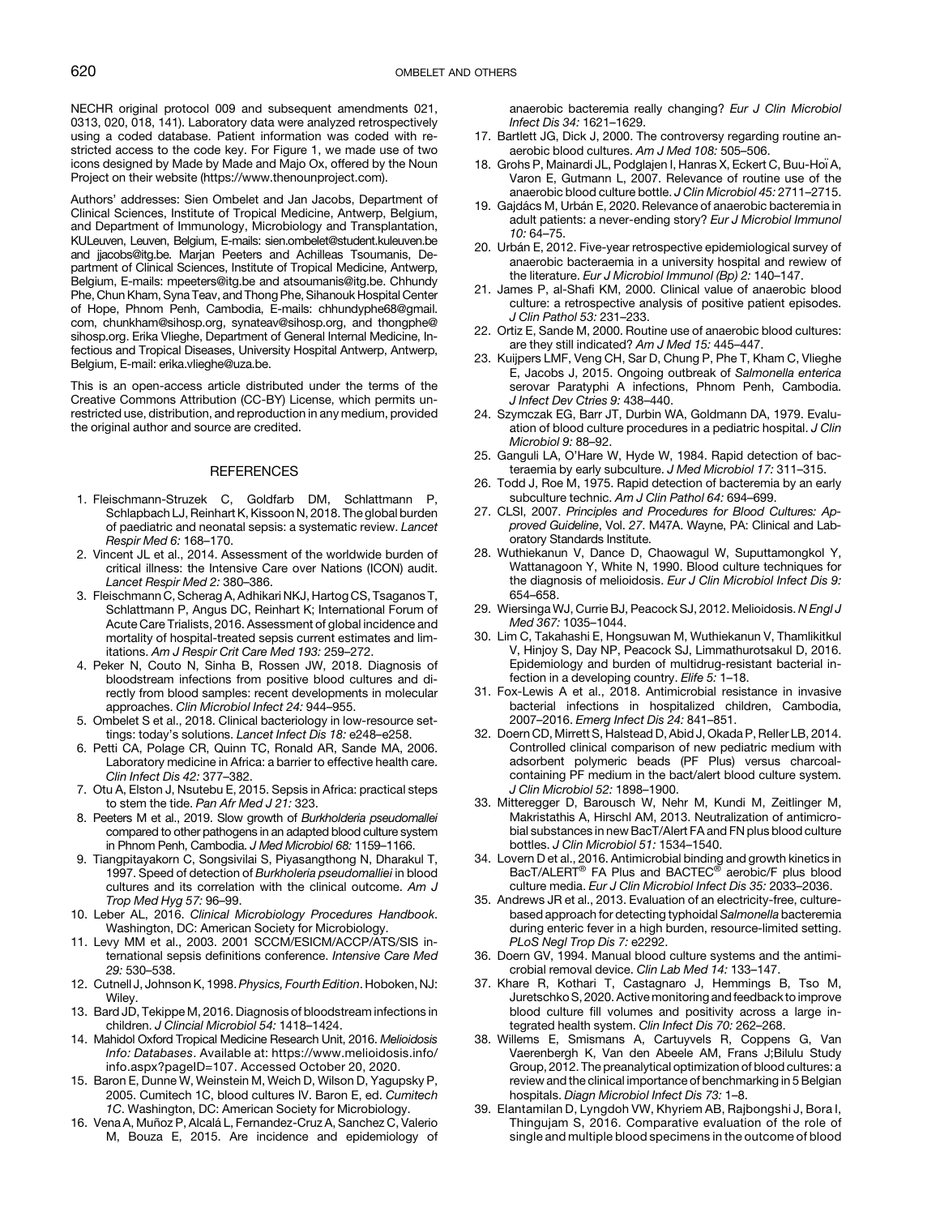NECHR original protocol 009 and subsequent amendments 021, 0313, 020, 018, 141). Laboratory data were analyzed retrospectively using a coded database. Patient information was coded with restricted access to the code key. For Figure 1, we made use of two icons designed by Made by Made and Majo Ox, offered by the Noun Project on their website (https://www.thenounproject.com).

Authors' addresses: Sien Ombelet and Jan Jacobs, Department of Clinical Sciences, Institute of Tropical Medicine, Antwerp, Belgium, and Department of Immunology, Microbiology and Transplantation, KULeuven, Leuven, Belgium, E-mails: sien.ombelet@student.kuleuven.be and jjacobs@itg.be. Marjan Peeters and Achilleas Tsoumanis, Department of Clinical Sciences, Institute of Tropical Medicine, Antwerp, Belgium, E-mails: mpeeters@itg.be and atsoumanis@itg.be. Chhundy Phe, Chun Kham, Syna Teav, and Thong Phe, Sihanouk Hospital Center of Hope, Phnom Penh, Cambodia, E-mails: chhundyphe68@gmail.com, chunkham@sihosp.org, synateav@sihosp.org, and thongphe@sihosp.org. Erika Vlieghe, Department of General Internal Medicine, Infectious and Tropical Diseases, University Hospital Antwerp, Antwerp, Belgium, E-mail: erika.vlieghe@uza.be.

This is an open-access article distributed under the terms of the Creative Commons Attribution (CC-BY) License, which permits unrestricted use, distribution, and reproduction in any medium, provided the original author and source are credited.

## REFERENCES

1. Fleischmann-Struzek C, Goldfarb DM, Schlattmann P, Schlapbach LJ, Reinhart K, Kissoon N, 2018. The global burden of paediatric and neonatal sepsis: a systematic review. *Lancet Respir Med 6:* 168–170.
2. Vincent JL et al., 2014. Assessment of the worldwide burden of critical illness: the Intensive Care over Nations (ICON) audit. *Lancet Respir Med 2:* 380–386.
3. Fleischmann C, Scherag A, Adhikari NKJ, Hartog CS, Tsaganos T, Schlattmann P, Angus DC, Reinhart K; International Forum of Acute Care Trialists, 2016. Assessment of global incidence and mortality of hospital-treated sepsis current estimates and limitations. *Am J Respir Crit Care Med 193:* 259–272.
4. Peker N, Couto N, Sinha B, Rossen JW, 2018. Diagnosis of bloodstream infections from positive blood cultures and directly from blood samples: recent developments in molecular approaches. *Clin Microbiol Infect 24:* 944–955.
5. Ombelet S et al., 2018. Clinical bacteriology in low-resource settings: today's solutions. *Lancet Infect Dis 18:* e248–e258.
6. Petti CA, Polage CR, Quinn TC, Ronald AR, Sande MA, 2006. Laboratory medicine in Africa: a barrier to effective health care. *Clin Infect Dis 42:* 377–382.
7. Otu A, Elston J, Nsutebu E, 2015. Sepsis in Africa: practical steps to stem the tide. *Pan Afr Med J 21:* 323.
8. Peeters M et al., 2019. Slow growth of *Burkholderia pseudomallei* compared to other pathogens in an adapted blood culture system in Phnom Penh, Cambodia. *J Med Microbiol 68:* 1159–1166.
9. Tiangpitayakorn C, Songsivilai S, Piyasangthong N, Dharakul T, 1997. Speed of detection of *Burkholeria pseudomalliei* in blood cultures and its correlation with the clinical outcome. *Am J Trop Med Hyg 57:* 96–99.
10. Leber AL, 2016. *Clinical Microbiology Procedures Handbook*. Washington, DC: American Society for Microbiology.
11. Levy MM et al., 2003. 2001 SCCM/ESICM/ACCP/ATS/SIS international sepsis definitions conference. *Intensive Care Med 29:* 530–538.
12. Cutnell J, Johnson K, 1998. *Physics, Fourth Edition*. Hoboken, NJ: Wiley.
13. Bard JD, Tekippe M, 2016. Diagnosis of bloodstream infections in children. *J Clincial Microbiol 54:* 1418–1424.
14. Mahidol Oxford Tropical Medicine Research Unit, 2016. *Melioidosis Info: Databases*. Available at: https://www.melioidosis.info/info.aspx?pageID=107. Accessed October 20, 2020.
15. Baron E, Dunne W, Weinstein M, Weich D, Wilson D, Yagupsky P, 2005. Cumitech 1C, blood cultures IV. Baron E, ed. *Cumitech 1C*. Washington, DC: American Society for Microbiology.
16. Vena A, Muñoz P, Alcalá L, Fernandez-Cruz A, Sanchez C, Valerio M, Bouza E, 2015. Are incidence and epidemiology of anaerobic bacteremia really changing? *Eur J Clin Microbiol Infect Dis 34:* 1621–1629.
17. Bartlett JG, Dick J, 2000. The controversy regarding routine anaerobic blood cultures. *Am J Med 108:* 505–506.
18. Grohs P, Mainardi JL, Podglajen I, Hanras X, Eckert C, Buu-Hoï A, Varon E, Gutmann L, 2007. Relevance of routine use of the anaerobic blood culture bottle. *J Clin Microbiol 45:* 2711–2715.
19. Gajdács M, Urbán E, 2020. Relevance of anaerobic bacteremia in adult patients: a never-ending story? *Eur J Microbiol Immunol 10:* 64–75.
20. Urbán E, 2012. Five-year retrospective epidemiological survey of anaerobic bacteraemia in a university hospital and rewiew of the literature. *Eur J Microbiol Immunol (Bp) 2:* 140–147.
21. James P, al-Shafi KM, 2000. Clinical value of anaerobic blood culture: a retrospective analysis of positive patient episodes. *J Clin Pathol 53:* 231–233.
22. Ortiz E, Sande M, 2000. Routine use of anaerobic blood cultures: are they still indicated? *Am J Med 15:* 445–447.
23. Kuijpers LMF, Veng CH, Sar D, Chung P, Phe T, Kham C, Vlieghe E, Jacobs J, 2015. Ongoing outbreak of *Salmonella enterica* serovar Paratyphi A infections, Phnom Penh, Cambodia. *J Infect Dev Ctries 9:* 438–440.
24. Szymczak EG, Barr JT, Durbin WA, Goldmann DA, 1979. Evaluation of blood culture procedures in a pediatric hospital. *J Clin Microbiol 9:* 88–92.
25. Ganguli LA, O'Hare W, Hyde W, 1984. Rapid detection of bacteraemia by early subculture. *J Med Microbiol 17:* 311–315.
26. Todd J, Roe M, 1975. Rapid detection of bacteremia by an early subculture technic. *Am J Clin Pathol 64:* 694–699.
27. CLSI, 2007. *Principles and Procedures for Blood Cultures: Approved Guideline*, Vol. *27*. M47A. Wayne, PA: Clinical and Laboratory Standards Institute.
28. Wuthiekanun V, Dance D, Chaowagul W, Suputtamongkol Y, Wattanagoon Y, White N, 1990. Blood culture techniques for the diagnosis of melioidosis. *Eur J Clin Microbiol Infect Dis 9:* 654–658.
29. Wiersinga WJ, Currie BJ, Peacock SJ, 2012. Melioidosis. *N Engl J Med 367:* 1035–1044.
30. Lim C, Takahashi E, Hongsuwan M, Wuthiekanun V, Thamlikitkul V, Hinjoy S, Day NP, Peacock SJ, Limmathurotsakul D, 2016. Epidemiology and burden of multidrug-resistant bacterial infection in a developing country. *Elife 5:* 1–18.
31. Fox-Lewis A et al., 2018. Antimicrobial resistance in invasive bacterial infections in hospitalized children, Cambodia, 2007–2016. *Emerg Infect Dis 24:* 841–851.
32. Doern CD, Mirrett S, Halstead D, Abid J, Okada P, Reller LB, 2014. Controlled clinical comparison of new pediatric medium with adsorbent polymeric beads (PF Plus) versus charcoal-containing PF medium in the bact/alert blood culture system. *J Clin Microbiol 52:* 1898–1900.
33. Mitteregger D, Barousch W, Nehr M, Kundi M, Zeitlinger M, Makristathis A, Hirschl AM, 2013. Neutralization of antimicrobial substances in new BacT/Alert FA and FN plus blood culture bottles. *J Clin Microbiol 51:* 1534–1540.
34. Lovern D et al., 2016. Antimicrobial binding and growth kinetics in BacT/ALERT® FA Plus and BACTEC® aerobic/F plus blood culture media. *Eur J Clin Microbiol Infect Dis 35:* 2033–2036.
35. Andrews JR et al., 2013. Evaluation of an electricity-free, culture-based approach for detecting typhoidal *Salmonella* bacteremia during enteric fever in a high burden, resource-limited setting. *PLoS Negl Trop Dis 7:* e2292.
36. Doern GV, 1994. Manual blood culture systems and the antimicrobial removal device. *Clin Lab Med 14:* 133–147.
37. Khare R, Kothari T, Castagnaro J, Hemmings B, Tso M, Juretschko S, 2020. Active monitoring and feedback to improve blood culture fill volumes and positivity across a large integrated health system. *Clin Infect Dis 70:* 262–268.
38. Willems E, Smismans A, Cartuyvels R, Coppens G, Van Vaerenbergh K, Van den Abeele AM, Frans J;Bilulu Study Group, 2012. The preanalytical optimization of blood cultures: a review and the clinical importance of benchmarking in 5 Belgian hospitals. *Diagn Microbiol Infect Dis 73:* 1–8.
39. Elantamilan D, Lyngdoh VW, Khyriem AB, Rajbongshi J, Bora I, Thingujam S, 2016. Comparative evaluation of the role of single and multiple blood specimens in the outcome of blood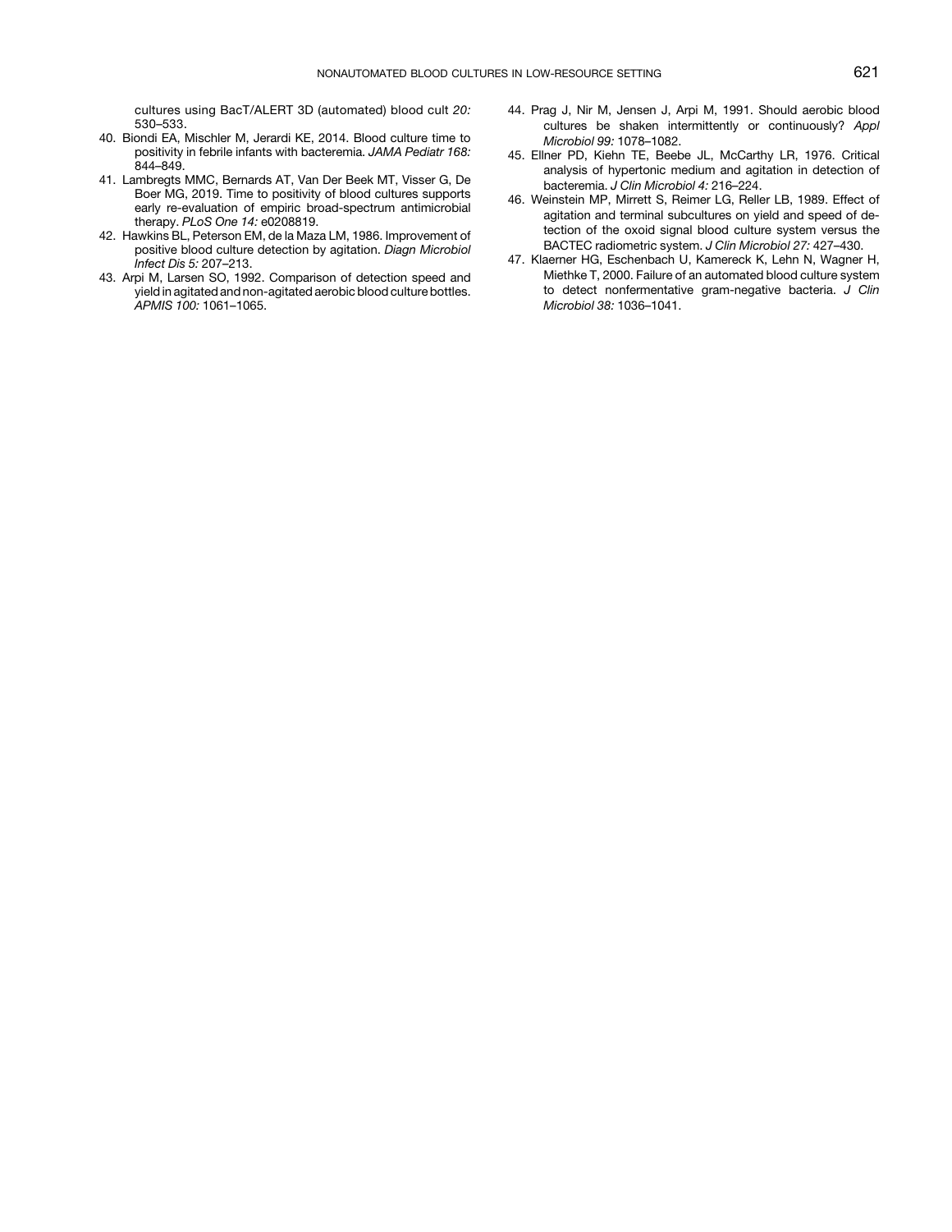cultures using BacT/ALERT 3D (automated) blood cult *20:* 530–533.

40. Biondi EA, Mischler M, Jerardi KE, 2014. Blood culture time to positivity in febrile infants with bacteremia. *JAMA Pediatr 168:* 844–849.
41. Lambregts MMC, Bernards AT, Van Der Beek MT, Visser G, De Boer MG, 2019. Time to positivity of blood cultures supports early re-evaluation of empiric broad-spectrum antimicrobial therapy. *PLoS One 14:* e0208819.
42. Hawkins BL, Peterson EM, de la Maza LM, 1986. Improvement of positive blood culture detection by agitation. *Diagn Microbiol Infect Dis 5:* 207–213.
43. Arpi M, Larsen SO, 1992. Comparison of detection speed and yield in agitated and non-agitated aerobic blood culture bottles. *APMIS 100:* 1061–1065.
44. Prag J, Nir M, Jensen J, Arpi M, 1991. Should aerobic blood cultures be shaken intermittently or continuously? *Appl Microbiol 99:* 1078–1082.
45. Ellner PD, Kiehn TE, Beebe JL, McCarthy LR, 1976. Critical analysis of hypertonic medium and agitation in detection of bacteremia. *J Clin Microbiol 4:* 216–224.
46. Weinstein MP, Mirrett S, Reimer LG, Reller LB, 1989. Effect of agitation and terminal subcultures on yield and speed of detection of the oxoid signal blood culture system versus the BACTEC radiometric system. *J Clin Microbiol 27:* 427–430.
47. Klaerner HG, Eschenbach U, Kamereck K, Lehn N, Wagner H, Miethke T, 2000. Failure of an automated blood culture system to detect nonfermentative gram-negative bacteria. *J Clin Microbiol 38:* 1036–1041.